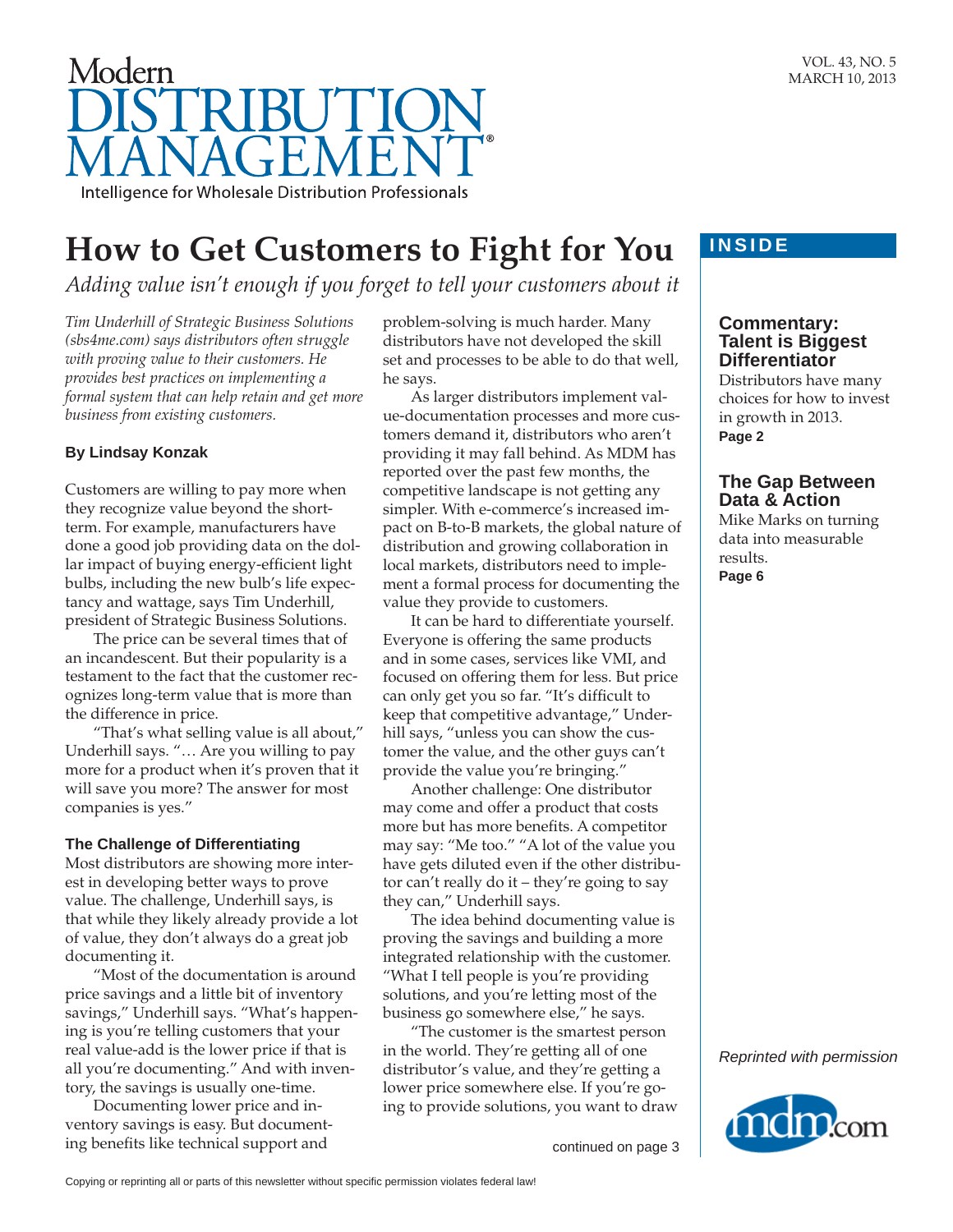Modern
# DISTRIBUTION MANAGEMENT®

Intelligence for Wholesale Distribution Professionals

VOL. 43, NO. 5
MARCH 10, 2013

## How to Get Customers to Fight for You

*Adding value isn't enough if you forget to tell your customers about it*

*Tim Underhill of Strategic Business Solutions (sbs4me.com) says distributors often struggle with proving value to their customers. He provides best practices on implementing a formal system that can help retain and get more business from existing customers.*

**By Lindsay Konzak**

Customers are willing to pay more when they recognize value beyond the short-term. For example, manufacturers have done a good job providing data on the dollar impact of buying energy-efficient light bulbs, including the new bulb's life expectancy and wattage, says Tim Underhill, president of Strategic Business Solutions.

The price can be several times that of an incandescent. But their popularity is a testament to the fact that the customer recognizes long-term value that is more than the difference in price.

"That's what selling value is all about," Underhill says. "… Are you willing to pay more for a product when it's proven that it will save you more? The answer for most companies is yes."

### The Challenge of Differentiating

Most distributors are showing more interest in developing better ways to prove value. The challenge, Underhill says, is that while they likely already provide a lot of value, they don't always do a great job documenting it.

"Most of the documentation is around price savings and a little bit of inventory savings," Underhill says. "What's happening is you're telling customers that your real value-add is the lower price if that is all you're documenting." And with inventory, the savings is usually one-time.

Documenting lower price and inventory savings is easy. But documenting benefits like technical support and problem-solving is much harder. Many distributors have not developed the skill set and processes to be able to do that well, he says.

As larger distributors implement value-documentation processes and more customers demand it, distributors who aren't providing it may fall behind. As MDM has reported over the past few months, the competitive landscape is not getting any simpler. With e-commerce's increased impact on B-to-B markets, the global nature of distribution and growing collaboration in local markets, distributors need to implement a formal process for documenting the value they provide to customers.

It can be hard to differentiate yourself. Everyone is offering the same products and in some cases, services like VMI, and focused on offering them for less. But price can only get you so far. "It's difficult to keep that competitive advantage," Underhill says, "unless you can show the customer the value, and the other guys can't provide the value you're bringing."

Another challenge: One distributor may come and offer a product that costs more but has more benefits. A competitor may say: "Me too." "A lot of the value you have gets diluted even if the other distributor can't really do it – they're going to say they can," Underhill says.

The idea behind documenting value is proving the savings and building a more integrated relationship with the customer. "What I tell people is you're providing solutions, and you're letting most of the business go somewhere else," he says.

"The customer is the smartest person in the world. They're getting all of one distributor's value, and they're getting a lower price somewhere else. If you're going to provide solutions, you want to draw

continued on page 3

## INSIDE

**Commentary: Talent is Biggest Differentiator**
Distributors have many choices for how to invest in growth in 2013.
**Page 2**

**The Gap Between Data & Action**
Mike Marks on turning data into measurable results.
**Page 6**

*Reprinted with permission*

mdm.com

Copying or reprinting all or parts of this newsletter without specific permission violates federal law!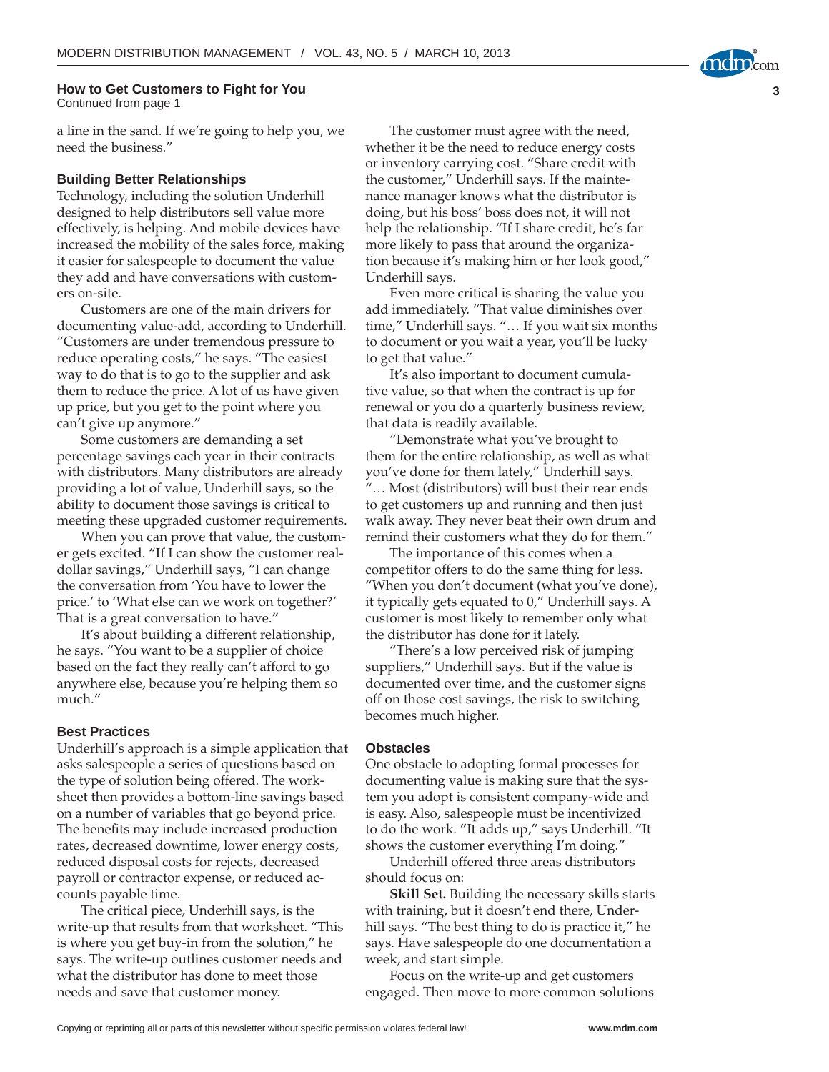**How to Get Customers to Fight for You**
Continued from page 1

a line in the sand. If we're going to help you, we need the business."

### Building Better Relationships

Technology, including the solution Underhill designed to help distributors sell value more effectively, is helping. And mobile devices have increased the mobility of the sales force, making it easier for salespeople to document the value they add and have conversations with customers on-site.

Customers are one of the main drivers for documenting value-add, according to Underhill. "Customers are under tremendous pressure to reduce operating costs," he says. "The easiest way to do that is to go to the supplier and ask them to reduce the price. A lot of us have given up price, but you get to the point where you can't give up anymore."

Some customers are demanding a set percentage savings each year in their contracts with distributors. Many distributors are already providing a lot of value, Underhill says, so the ability to document those savings is critical to meeting these upgraded customer requirements.

When you can prove that value, the customer gets excited. "If I can show the customer real-dollar savings," Underhill says, "I can change the conversation from 'You have to lower the price.' to 'What else can we work on together?' That is a great conversation to have."

It's about building a different relationship, he says. "You want to be a supplier of choice based on the fact they really can't afford to go anywhere else, because you're helping them so much."

### Best Practices

Underhill's approach is a simple application that asks salespeople a series of questions based on the type of solution being offered. The worksheet then provides a bottom-line savings based on a number of variables that go beyond price. The benefits may include increased production rates, decreased downtime, lower energy costs, reduced disposal costs for rejects, decreased payroll or contractor expense, or reduced accounts payable time.

The critical piece, Underhill says, is the write-up that results from that worksheet. "This is where you get buy-in from the solution," he says. The write-up outlines customer needs and what the distributor has done to meet those needs and save that customer money.

The customer must agree with the need, whether it be the need to reduce energy costs or inventory carrying cost. "Share credit with the customer," Underhill says. If the maintenance manager knows what the distributor is doing, but his boss' boss does not, it will not help the relationship. "If I share credit, he's far more likely to pass that around the organization because it's making him or her look good," Underhill says.

Even more critical is sharing the value you add immediately. "That value diminishes over time," Underhill says. "… If you wait six months to document or you wait a year, you'll be lucky to get that value."

It's also important to document cumulative value, so that when the contract is up for renewal or you do a quarterly business review, that data is readily available.

"Demonstrate what you've brought to them for the entire relationship, as well as what you've done for them lately," Underhill says. "… Most (distributors) will bust their rear ends to get customers up and running and then just walk away. They never beat their own drum and remind their customers what they do for them."

The importance of this comes when a competitor offers to do the same thing for less. "When you don't document (what you've done), it typically gets equated to 0," Underhill says. A customer is most likely to remember only what the distributor has done for it lately.

"There's a low perceived risk of jumping suppliers," Underhill says. But if the value is documented over time, and the customer signs off on those cost savings, the risk to switching becomes much higher.

### Obstacles

One obstacle to adopting formal processes for documenting value is making sure that the system you adopt is consistent company-wide and is easy. Also, salespeople must be incentivized to do the work. "It adds up," says Underhill. "It shows the customer everything I'm doing."

Underhill offered three areas distributors should focus on:

**Skill Set.** Building the necessary skills starts with training, but it doesn't end there, Underhill says. "The best thing to do is practice it," he says. Have salespeople do one documentation a week, and start simple.

Focus on the write-up and get customers engaged. Then move to more common solutions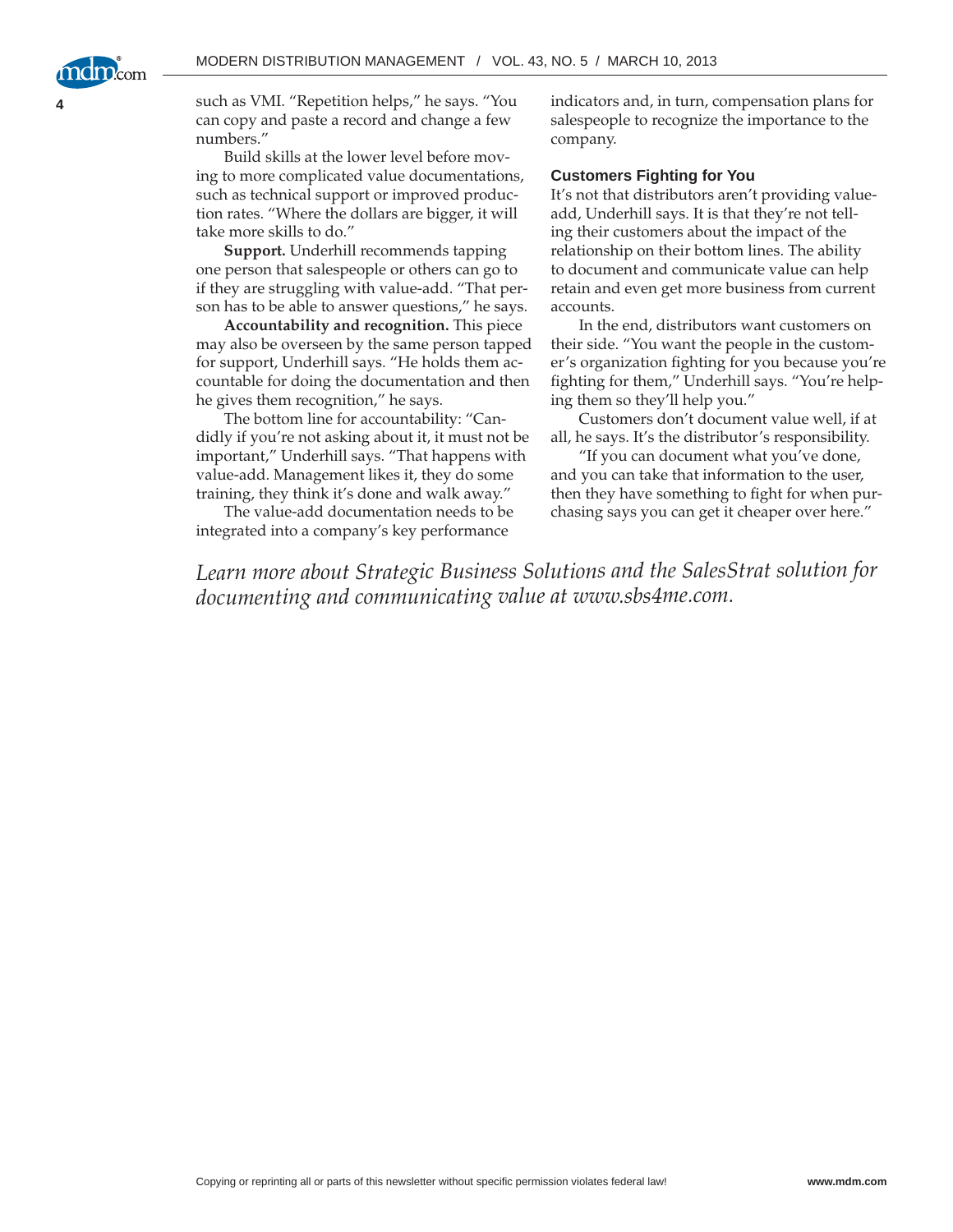such as VMI. "Repetition helps," he says. "You can copy and paste a record and change a few numbers."

Build skills at the lower level before moving to more complicated value documentations, such as technical support or improved production rates. "Where the dollars are bigger, it will take more skills to do."

**Support.** Underhill recommends tapping one person that salespeople or others can go to if they are struggling with value-add. "That person has to be able to answer questions," he says.

**Accountability and recognition.** This piece may also be overseen by the same person tapped for support, Underhill says. "He holds them accountable for doing the documentation and then he gives them recognition," he says.

The bottom line for accountability: "Candidly if you're not asking about it, it must not be important," Underhill says. "That happens with value-add. Management likes it, they do some training, they think it's done and walk away."

The value-add documentation needs to be integrated into a company's key performance indicators and, in turn, compensation plans for salespeople to recognize the importance to the company.

### Customers Fighting for You

It's not that distributors aren't providing value-add, Underhill says. It is that they're not telling their customers about the impact of the relationship on their bottom lines. The ability to document and communicate value can help retain and even get more business from current accounts.

In the end, distributors want customers on their side. "You want the people in the customer's organization fighting for you because you're fighting for them," Underhill says. "You're helping them so they'll help you."

Customers don't document value well, if at all, he says. It's the distributor's responsibility.

"If you can document what you've done, and you can take that information to the user, then they have something to fight for when purchasing says you can get it cheaper over here."

*Learn more about Strategic Business Solutions and the SalesStrat solution for documenting and communicating value at www.sbs4me.com.*